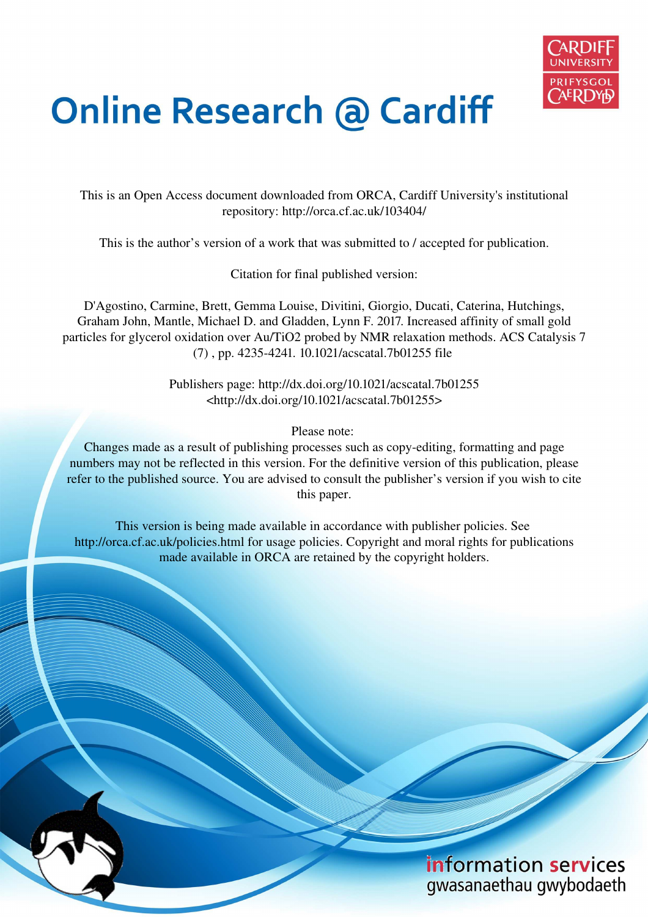# Online Research @ Cardiff

This is an Open Access document downloaded from ORCA, Cardiff University's institutional repository: http://orca.cf.ac.uk/103404/

This is the author's version of a work that was submitted to / accepted for publication.

Citation for final published version:

D'Agostino, Carmine, Brett, Gemma Louise, Divitini, Giorgio, Ducati, Caterina, Hutchings, Graham John, Mantle, Michael D. and Gladden, Lynn F. 2017. Increased affinity of small gold particles for glycerol oxidation over Au/TiO2 probed by NMR relaxation methods. ACS Catalysis 7 (7) , pp. 4235-4241. 10.1021/acscatal.7b01255 file

Publishers page: http://dx.doi.org/10.1021/acscatal.7b01255 <http://dx.doi.org/10.1021/acscatal.7b01255>

Please note:
Changes made as a result of publishing processes such as copy-editing, formatting and page numbers may not be reflected in this version. For the definitive version of this publication, please refer to the published source. You are advised to consult the publisher's version if you wish to cite this paper.

This version is being made available in accordance with publisher policies. See http://orca.cf.ac.uk/policies.html for usage policies. Copyright and moral rights for publications made available in ORCA are retained by the copyright holders.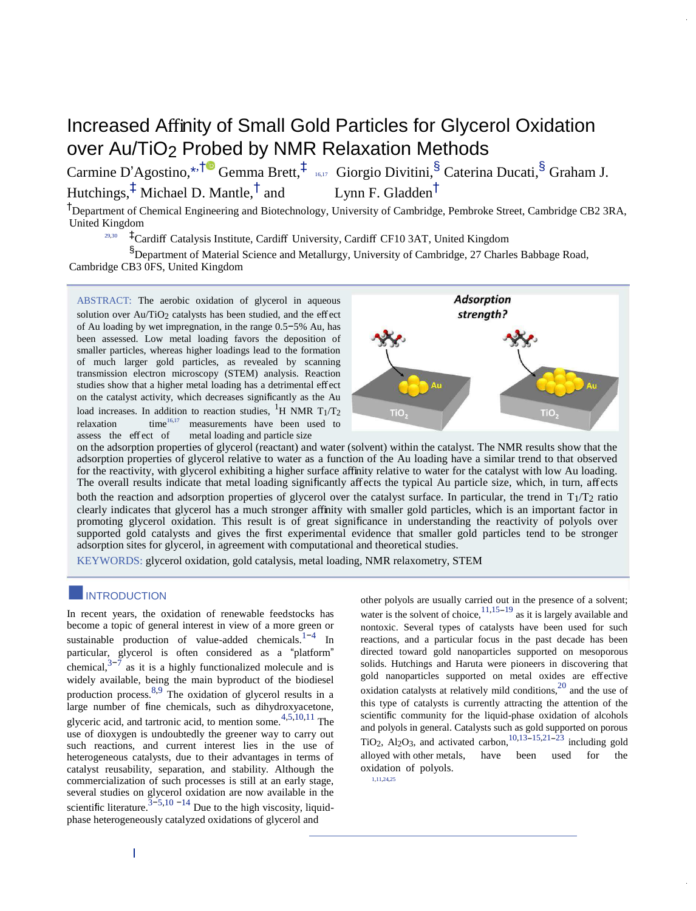# Increased Affinity of Small Gold Particles for Glycerol Oxidation over Au/$TiO_2$ Probed by NMR Relaxation Methods

Carmine D'Agostino,[*,†] Gemma Brett,[‡] Giorgio Divitini,[§] Caterina Ducati,[§] Graham J. Hutchings,[‡] Michael D. Mantle,[†] and Lynn F. Gladden[†]

[†]Department of Chemical Engineering and Biotechnology, University of Cambridge, Pembroke Street, Cambridge CB2 3RA, United Kingdom

[‡]Cardiff Catalysis Institute, Cardiff University, Cardiff CF10 3AT, United Kingdom

[§]Department of Material Science and Metallurgy, University of Cambridge, 27 Charles Babbage Road, Cambridge CB3 0FS, United Kingdom

ABSTRACT: The aerobic oxidation of glycerol in aqueous solution over Au/$TiO_2$ catalysts has been studied, and the effect of Au loading by wet impregnation, in the range 0.5−5% Au, has been assessed. Low metal loading favors the deposition of smaller particles, whereas higher loadings lead to the formation of much larger gold particles, as revealed by scanning transmission electron microscopy (STEM) analysis. Reaction studies show that a higher metal loading has a detrimental effect on the catalyst activity, which decreases significantly as the Au load increases. In addition to reaction studies, $^1$H NMR $T_1/T_2$ relaxation time[16,17] measurements have been used to assess the effect of metal loading and particle size on the adsorption properties of glycerol (reactant) and water (solvent) within the catalyst. The NMR results show that the adsorption properties of glycerol relative to water as a function of the Au loading have a similar trend to that observed for the reactivity, with glycerol exhibiting a higher surface affinity relative to water for the catalyst with low Au loading. The overall results indicate that metal loading significantly affects the typical Au particle size, which, in turn, affects both the reaction and adsorption properties of glycerol over the catalyst surface. In particular, the trend in $T_1/T_2$ ratio clearly indicates that glycerol has a much stronger affinity with smaller gold particles, which is an important factor in promoting glycerol oxidation. This result is of great significance in understanding the reactivity of polyols over supported gold catalysts and gives the first experimental evidence that smaller gold particles tend to be stronger adsorption sites for glycerol, in agreement with computational and theoretical studies.

KEYWORDS: glycerol oxidation, gold catalysis, metal loading, NMR relaxometry, STEM

## INTRODUCTION

In recent years, the oxidation of renewable feedstocks has become a topic of general interest in view of a more green or sustainable production of value-added chemicals.[1−4] In particular, glycerol is often considered as a "platform" chemical,[3−7] as it is a highly functionalized molecule and is widely available, being the main byproduct of the biodiesel production process.[8,9] The oxidation of glycerol results in a large number of fine chemicals, such as dihydroxyacetone, glyceric acid, and tartronic acid, to mention some.[4,5,10,11] The use of dioxygen is undoubtedly the greener way to carry out such reactions, and current interest lies in the use of heterogeneous catalysts, due to their advantages in terms of catalyst reusability, separation, and stability. Although the commercialization of such processes is still at an early stage, several studies on glycerol oxidation are now available in the scientific literature.[3−5,10−14] Due to the high viscosity, liquid-phase heterogeneously catalyzed oxidations of glycerol and other polyols are usually carried out in the presence of a solvent; water is the solvent of choice,[11,15−19] as it is largely available and nontoxic. Several types of catalysts have been used for such reactions, and a particular focus in the past decade has been directed toward gold nanoparticles supported on mesoporous solids. Hutchings and Haruta were pioneers in discovering that gold nanoparticles supported on metal oxides are effective oxidation catalysts at relatively mild conditions,[20] and the use of this type of catalysts is currently attracting the attention of the scientific community for the liquid-phase oxidation of alcohols and polyols in general. Catalysts such as gold supported on porous $TiO_2$, $Al_2O_3$, and activated carbon,[10,13−15,21−23] including gold alloyed with other metals, have been used for the oxidation of polyols.[1,11,24,25]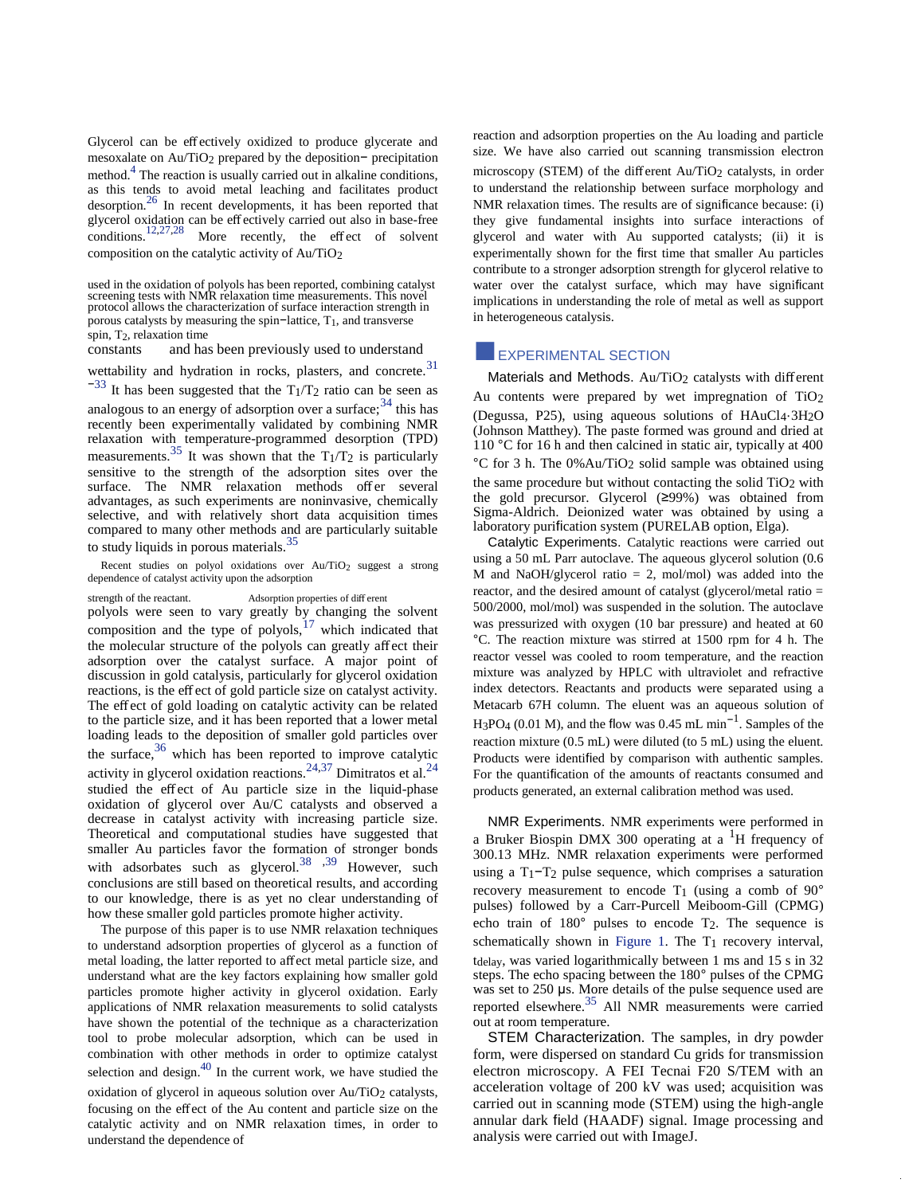Glycerol can be effectively oxidized to produce glycerate and mesoxalate on $Au/TiO_2$ prepared by the deposition− precipitation method.[4] The reaction is usually carried out in alkaline conditions, as this tends to avoid metal leaching and facilitates product desorption.[26] In recent developments, it has been reported that glycerol oxidation can be effectively carried out also in base-free conditions.[12,27,28] More recently, the effect of solvent composition on the catalytic activity of $Au/TiO_2$ used in the oxidation of polyols has been reported, combining catalyst screening tests with NMR relaxation time measurements. This novel protocol allows the characterization of surface interaction strength in porous catalysts by measuring the spin−lattice, $T_1$, and transverse spin, $T_2$, relaxation time constants and has been previously used to understand wettability and hydration in rocks, plasters, and concrete.[31−33] It has been suggested that the $T_1/T_2$ ratio can be seen as analogous to an energy of adsorption over a surface;[34] this has recently been experimentally validated by combining NMR relaxation with temperature-programmed desorption (TPD) measurements.[35] It was shown that the $T_1/T_2$ is particularly sensitive to the strength of the adsorption sites over the surface. The NMR relaxation methods offer several advantages, as such experiments are noninvasive, chemically selective, and with relatively short data acquisition times compared to many other methods and are particularly suitable to study liquids in porous materials.[35]

Recent studies on polyol oxidations over $Au/TiO_2$ suggest a strong dependence of catalyst activity upon the adsorption strength of the reactant. Adsorption properties of different polyols were seen to vary greatly by changing the solvent composition and the type of polyols,[17] which indicated that the molecular structure of the polyols can greatly affect their adsorption over the catalyst surface. A major point of discussion in gold catalysis, particularly for glycerol oxidation reactions, is the effect of gold particle size on catalyst activity. The effect of gold loading on catalytic activity can be related to the particle size, and it has been reported that a lower metal loading leads to the deposition of smaller gold particles over the surface,[36] which has been reported to improve catalytic activity in glycerol oxidation reactions.[24,37] Dimitratos et al.[24] studied the effect of Au particle size in the liquid-phase oxidation of glycerol over Au/C catalysts and observed a decrease in catalyst activity with increasing particle size. Theoretical and computational studies have suggested that smaller Au particles favor the formation of stronger bonds with adsorbates such as glycerol.[38,39] However, such conclusions are still based on theoretical results, and according to our knowledge, there is as yet no clear understanding of how these smaller gold particles promote higher activity.

The purpose of this paper is to use NMR relaxation techniques to understand adsorption properties of glycerol as a function of metal loading, the latter reported to affect metal particle size, and understand what are the key factors explaining how smaller gold particles promote higher activity in glycerol oxidation. Early applications of NMR relaxation measurements to solid catalysts have shown the potential of the technique as a characterization tool to probe molecular adsorption, which can be used in combination with other methods in order to optimize catalyst selection and design.[40] In the current work, we have studied the oxidation of glycerol in aqueous solution over $Au/TiO_2$ catalysts, focusing on the effect of the Au content and particle size on the catalytic activity and on NMR relaxation times, in order to understand the dependence of reaction and adsorption properties on the Au loading and particle size. We have also carried out scanning transmission electron microscopy (STEM) of the different $Au/TiO_2$ catalysts, in order to understand the relationship between surface morphology and NMR relaxation times. The results are of significance because: (i) they give fundamental insights into surface interactions of glycerol and water with Au supported catalysts; (ii) it is experimentally shown for the first time that smaller Au particles contribute to a stronger adsorption strength for glycerol relative to water over the catalyst surface, which may have significant implications in understanding the role of metal as well as support in heterogeneous catalysis.

## EXPERIMENTAL SECTION

**Materials and Methods.** $Au/TiO_2$ catalysts with different Au contents were prepared by wet impregnation of $TiO_2$ (Degussa, P25), using aqueous solutions of $HAuCl_4 \cdot 3H_2O$ (Johnson Matthey). The paste formed was ground and dried at 110 °C for 16 h and then calcined in static air, typically at 400 °C for 3 h. The 0%$Au/TiO_2$ solid sample was obtained using the same procedure but without contacting the solid $TiO_2$ with the gold precursor. Glycerol (≥99%) was obtained from Sigma-Aldrich. Deionized water was obtained by using a laboratory purification system (PURELAB option, Elga).

**Catalytic Experiments.** Catalytic reactions were carried out using a 50 mL Parr autoclave. The aqueous glycerol solution (0.6 M and NaOH/glycerol ratio = 2, mol/mol) was added into the reactor, and the desired amount of catalyst (glycerol/metal ratio = 500/2000, mol/mol) was suspended in the solution. The autoclave was pressurized with oxygen (10 bar pressure) and heated at 60 °C. The reaction mixture was stirred at 1500 rpm for 4 h. The reactor vessel was cooled to room temperature, and the reaction mixture was analyzed by HPLC with ultraviolet and refractive index detectors. Reactants and products were separated using a Metacarb 67H column. The eluent was an aqueous solution of $H_3PO_4$ (0.01 M), and the flow was 0.45 mL $min^{-1}$. Samples of the reaction mixture (0.5 mL) were diluted (to 5 mL) using the eluent. Products were identified by comparison with authentic samples. For the quantification of the amounts of reactants consumed and products generated, an external calibration method was used.

**NMR Experiments.** NMR experiments were performed in a Bruker Biospin DMX 300 operating at a $^1H$ frequency of 300.13 MHz. NMR relaxation experiments were performed using a $T_1$−$T_2$ pulse sequence, which comprises a saturation recovery measurement to encode $T_1$ (using a comb of 90° pulses) followed by a Carr-Purcell Meiboom-Gill (CPMG) echo train of 180° pulses to encode $T_2$. The sequence is schematically shown in Figure 1. The $T_1$ recovery interval, $t_{delay}$, was varied logarithmically between 1 ms and 15 s in 32 steps. The echo spacing between the 180° pulses of the CPMG was set to 250 μs. More details of the pulse sequence used are reported elsewhere.[35] All NMR measurements were carried out at room temperature.

**STEM Characterization.** The samples, in dry powder form, were dispersed on standard Cu grids for transmission electron microscopy. A FEI Tecnai F20 S/TEM with an acceleration voltage of 200 kV was used; acquisition was carried out in scanning mode (STEM) using the high-angle annular dark field (HAADF) signal. Image processing and analysis were carried out with ImageJ.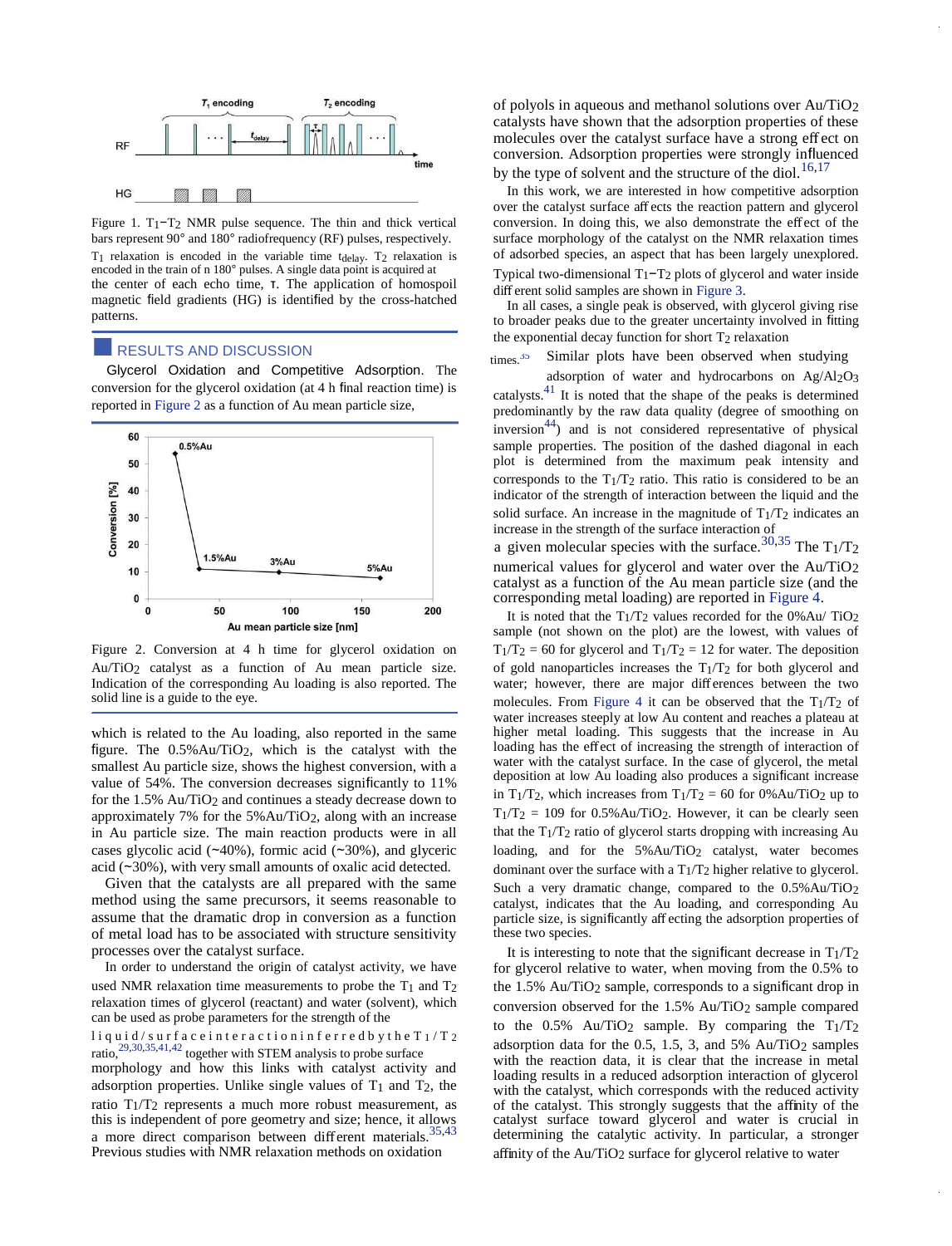Figure 1. $T_1-T_2$ NMR pulse sequence. The thin and thick vertical bars represent 90° and 180° radiofrequency (RF) pulses, respectively. $T_1$ relaxation is encoded in the variable time $t_{delay}$. $T_2$ relaxation is encoded in the train of n 180° pulses. A single data point is acquired at the center of each echo time, τ. The application of homospoil magnetic field gradients (HG) is identified by the cross-hatched patterns.

## RESULTS AND DISCUSSION

**Glycerol Oxidation and Competitive Adsorption.** The conversion for the glycerol oxidation (at 4 h final reaction time) is reported in Figure 2 as a function of Au mean particle size, which is related to the Au loading, also reported in the same figure. The 0.5%Au/$TiO_2$, which is the catalyst with the smallest Au particle size, shows the highest conversion, with a value of 54%. The conversion decreases significantly to 11% for the 1.5% Au/$TiO_2$ and continues a steady decrease down to approximately 7% for the 5%Au/$TiO_2$, along with an increase in Au particle size. The main reaction products were in all cases glycolic acid (~40%), formic acid (~30%), and glyceric acid (~30%), with very small amounts of oxalic acid detected.

Figure 2. Conversion at 4 h time for glycerol oxidation on Au/$TiO_2$ catalyst as a function of Au mean particle size. Indication of the corresponding Au loading is also reported. The solid line is a guide to the eye.

Given that the catalysts are all prepared with the same method using the same precursors, it seems reasonable to assume that the dramatic drop in conversion as a function of metal load has to be associated with structure sensitivity processes over the catalyst surface.

In order to understand the origin of catalyst activity, we have used NMR relaxation time measurements to probe the $T_1$ and $T_2$ relaxation times of glycerol (reactant) and water (solvent), which can be used as probe parameters for the strength of the liquid/surface interaction inferred by the $T_1/T_2$ ratio,[29,30,35,41,42] together with STEM analysis to probe surface morphology and how this links with catalyst activity and adsorption properties. Unlike single values of $T_1$ and $T_2$, the ratio $T_1/T_2$ represents a much more robust measurement, as this is independent of pore geometry and size; hence, it allows a more direct comparison between different materials.[35,43] Previous studies with NMR relaxation methods on oxidation of polyols in aqueous and methanol solutions over Au/$TiO_2$ catalysts have shown that the adsorption properties of these molecules over the catalyst surface have a strong effect on conversion. Adsorption properties were strongly influenced by the type of solvent and the structure of the diol.[16,17]

In this work, we are interested in how competitive adsorption over the catalyst surface affects the reaction pattern and glycerol conversion. In doing this, we also demonstrate the effect of the surface morphology of the catalyst on the NMR relaxation times of adsorbed species, an aspect that has been largely unexplored. Typical two-dimensional $T_1-T_2$ plots of glycerol and water inside different solid samples are shown in Figure 3.

In all cases, a single peak is observed, with glycerol giving rise to broader peaks due to the greater uncertainty involved in fitting the exponential decay function for short $T_2$ relaxation times.[35] Similar plots have been observed when studying adsorption of water and hydrocarbons on Ag/$Al_2O_3$ catalysts.[41] It is noted that the shape of the peaks is determined predominantly by the raw data quality (degree of smoothing on inversion[44]) and is not considered representative of physical sample properties. The position of the dashed diagonal in each plot is determined from the maximum peak intensity and corresponds to the $T_1/T_2$ ratio. This ratio is considered to be an indicator of the strength of interaction between the liquid and the solid surface. An increase in the magnitude of $T_1/T_2$ indicates an increase in the strength of the surface interaction of a given molecular species with the surface.[30,35] The $T_1/T_2$ numerical values for glycerol and water over the Au/$TiO_2$ catalyst as a function of the Au mean particle size (and the corresponding metal loading) are reported in Figure 4.

It is noted that the $T_1/T_2$ values recorded for the 0%Au/ $TiO_2$ sample (not shown on the plot) are the lowest, with values of $T_1/T_2 = 60$ for glycerol and $T_1/T_2 = 12$ for water. The deposition of gold nanoparticles increases the $T_1/T_2$ for both glycerol and water; however, there are major differences between the two molecules. From Figure 4 it can be observed that the $T_1/T_2$ of water increases steeply at low Au content and reaches a plateau at higher metal loading. This suggests that the increase in Au loading has the effect of increasing the strength of interaction of water with the catalyst surface. In the case of glycerol, the metal deposition at low Au loading also produces a significant increase in $T_1/T_2$, which increases from $T_1/T_2 = 60$ for 0%Au/$TiO_2$ up to $T_1/T_2 = 109$ for 0.5%Au/$TiO_2$. However, it can be clearly seen that the $T_1/T_2$ ratio of glycerol starts dropping with increasing Au loading, and for the 5%Au/$TiO_2$ catalyst, water becomes dominant over the surface with a $T_1/T_2$ higher relative to glycerol. Such a very dramatic change, compared to the 0.5%Au/$TiO_2$ catalyst, indicates that the Au loading, and corresponding Au particle size, is significantly affecting the adsorption properties of these two species.

It is interesting to note that the significant decrease in $T_1/T_2$ for glycerol relative to water, when moving from the 0.5% to the 1.5% Au/$TiO_2$ sample, corresponds to a significant drop in conversion observed for the 1.5% Au/$TiO_2$ sample compared to the 0.5% Au/$TiO_2$ sample. By comparing the $T_1/T_2$ adsorption data for the 0.5, 1.5, 3, and 5% Au/$TiO_2$ samples with the reaction data, it is clear that the increase in metal loading results in a reduced adsorption interaction of glycerol with the catalyst, which corresponds with the reduced activity of the catalyst. This strongly suggests that the affinity of the catalyst surface toward glycerol and water is crucial in determining the catalytic activity. In particular, a stronger affinity of the Au/$TiO_2$ surface for glycerol relative to water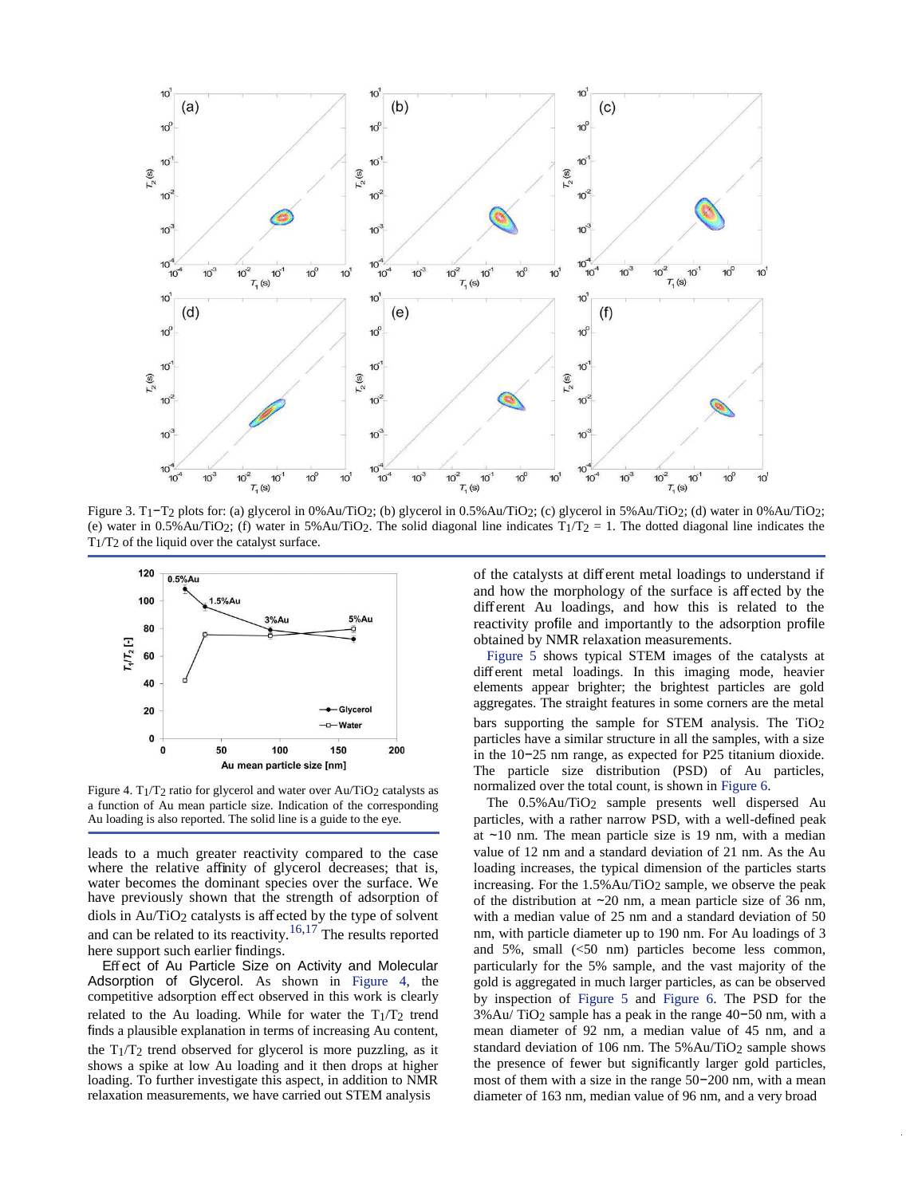Figure 3. $T_1-T_2$ plots for: (a) glycerol in 0%Au/$TiO_2$; (b) glycerol in 0.5%Au/$TiO_2$; (c) glycerol in 5%Au/$TiO_2$; (d) water in 0%Au/$TiO_2$; (e) water in 0.5%Au/$TiO_2$; (f) water in 5%Au/$TiO_2$. The solid diagonal line indicates $T_1/T_2 = 1$. The dotted diagonal line indicates the $T_1/T_2$ of the liquid over the catalyst surface.

Figure 4. $T_1/T_2$ ratio for glycerol and water over Au/$TiO_2$ catalysts as a function of Au mean particle size. Indication of the corresponding Au loading is also reported. The solid line is a guide to the eye.

leads to a much greater reactivity compared to the case where the relative affinity of glycerol decreases; that is, water becomes the dominant species over the surface. We have previously shown that the strength of adsorption of diols in Au/$TiO_2$ catalysts is affected by the type of solvent and can be related to its reactivity.[16,17] The results reported here support such earlier findings.

**Effect of Au Particle Size on Activity and Molecular Adsorption of Glycerol.** As shown in Figure 4, the competitive adsorption effect observed in this work is clearly related to the Au loading. While for water the $T_1/T_2$ trend finds a plausible explanation in terms of increasing Au content, the $T_1/T_2$ trend observed for glycerol is more puzzling, as it shows a spike at low Au loading and it then drops at higher loading. To further investigate this aspect, in addition to NMR relaxation measurements, we have carried out STEM analysis of the catalysts at different metal loadings to understand if and how the morphology of the surface is affected by the different Au loadings, and how this is related to the reactivity profile and importantly to the adsorption profile obtained by NMR relaxation measurements.

Figure 5 shows typical STEM images of the catalysts at different metal loadings. In this imaging mode, heavier elements appear brighter; the brightest particles are gold aggregates. The straight features in some corners are the metal bars supporting the sample for STEM analysis. The $TiO_2$ particles have a similar structure in all the samples, with a size in the 10−25 nm range, as expected for P25 titanium dioxide. The particle size distribution (PSD) of Au particles, normalized over the total count, is shown in Figure 6.

The 0.5%Au/$TiO_2$ sample presents well dispersed Au particles, with a rather narrow PSD, with a well-defined peak at ~10 nm. The mean particle size is 19 nm, with a median value of 12 nm and a standard deviation of 21 nm. As the Au loading increases, the typical dimension of the particles starts increasing. For the 1.5%Au/$TiO_2$ sample, we observe the peak of the distribution at ~20 nm, a mean particle size of 36 nm, with a median value of 25 nm and a standard deviation of 50 nm, with particle diameter up to 190 nm. For Au loadings of 3 and 5%, small (<50 nm) particles become less common, particularly for the 5% sample, and the vast majority of the gold is aggregated in much larger particles, as can be observed by inspection of Figure 5 and Figure 6. The PSD for the 3%Au/ $TiO_2$ sample has a peak in the range 40−50 nm, with a mean diameter of 92 nm, a median value of 45 nm, and a standard deviation of 106 nm. The 5%Au/$TiO_2$ sample shows the presence of fewer but significantly larger gold particles, most of them with a size in the range 50−200 nm, with a mean diameter of 163 nm, median value of 96 nm, and a very broad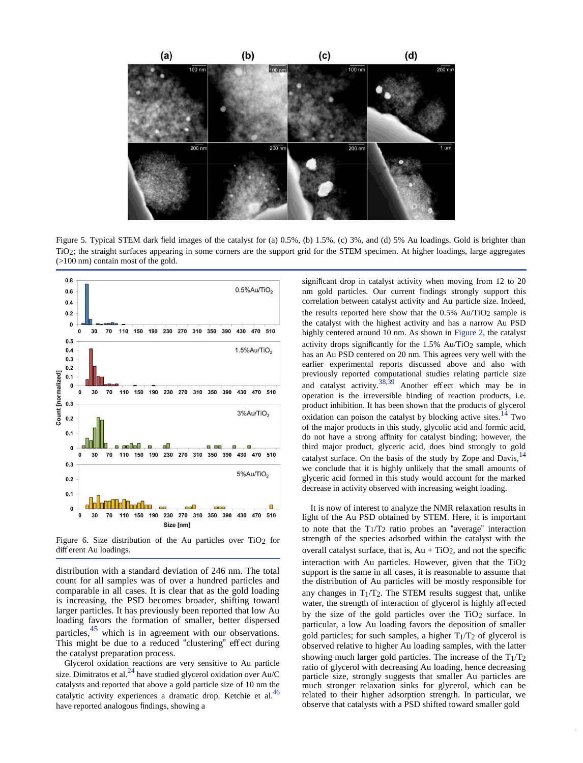Figure 5. Typical STEM dark field images of the catalyst for (a) 0.5%, (b) 1.5%, (c) 3%, and (d) 5% Au loadings. Gold is brighter than $TiO_2$; the straight surfaces appearing in some corners are the support grid for the STEM specimen. At higher loadings, large aggregates (>100 nm) contain most of the gold.

Figure 6. Size distribution of the Au particles over $TiO_2$ for different Au loadings.

distribution with a standard deviation of 246 nm. The total count for all samples was of over a hundred particles and comparable in all cases. It is clear that as the gold loading is increasing, the PSD becomes broader, shifting toward larger particles. It has previously been reported that low Au loading favors the formation of smaller, better dispersed particles,[45] which is in agreement with our observations. This might be due to a reduced "clustering" effect during the catalyst preparation process.

Glycerol oxidation reactions are very sensitive to Au particle size. Dimitratos et al.[24] have studied glycerol oxidation over Au/C catalysts and reported that above a gold particle size of 10 nm the catalytic activity experiences a dramatic drop. Ketchie et al.[46] have reported analogous findings, showing a significant drop in catalyst activity when moving from 12 to 20 nm gold particles. Our current findings strongly support this correlation between catalyst activity and Au particle size. Indeed, the results reported here show that the 0.5% Au/$TiO_2$ sample is the catalyst with the highest activity and has a narrow Au PSD highly centered around 10 nm. As shown in Figure 2, the catalyst activity drops significantly for the 1.5% Au/$TiO_2$ sample, which has an Au PSD centered on 20 nm. This agrees very well with the earlier experimental reports discussed above and also with previously reported computational studies relating particle size and catalyst activity.[38,39] Another effect which may be in operation is the irreversible binding of reaction products, i.e. product inhibition. It has been shown that the products of glycerol oxidation can poison the catalyst by blocking active sites.[14] Two of the major products in this study, glycolic acid and formic acid, do not have a strong affinity for catalyst binding; however, the third major product, glyceric acid, does bind strongly to gold catalyst surface. On the basis of the study by Zope and Davis,[14] we conclude that it is highly unlikely that the small amounts of glyceric acid formed in this study would account for the marked decrease in activity observed with increasing weight loading.

It is now of interest to analyze the NMR relaxation results in light of the Au PSD obtained by STEM. Here, it is important to note that the $T_1/T_2$ ratio probes an "average" interaction strength of the species adsorbed within the catalyst with the overall catalyst surface, that is, Au + $TiO_2$, and not the specific interaction with Au particles. However, given that the $TiO_2$ support is the same in all cases, it is reasonable to assume that the distribution of Au particles will be mostly responsible for any changes in $T_1/T_2$. The STEM results suggest that, unlike water, the strength of interaction of glycerol is highly affected by the size of the gold particles over the $TiO_2$ surface. In particular, a low Au loading favors the deposition of smaller gold particles; for such samples, a higher $T_1/T_2$ of glycerol is observed relative to higher Au loading samples, with the latter showing much larger gold particles. The increase of the $T_1/T_2$ ratio of glycerol with decreasing Au loading, hence decreasing particle size, strongly suggests that smaller Au particles are much stronger relaxation sinks for glycerol, which can be related to their higher adsorption strength. In particular, we observe that catalysts with a PSD shifted toward smaller gold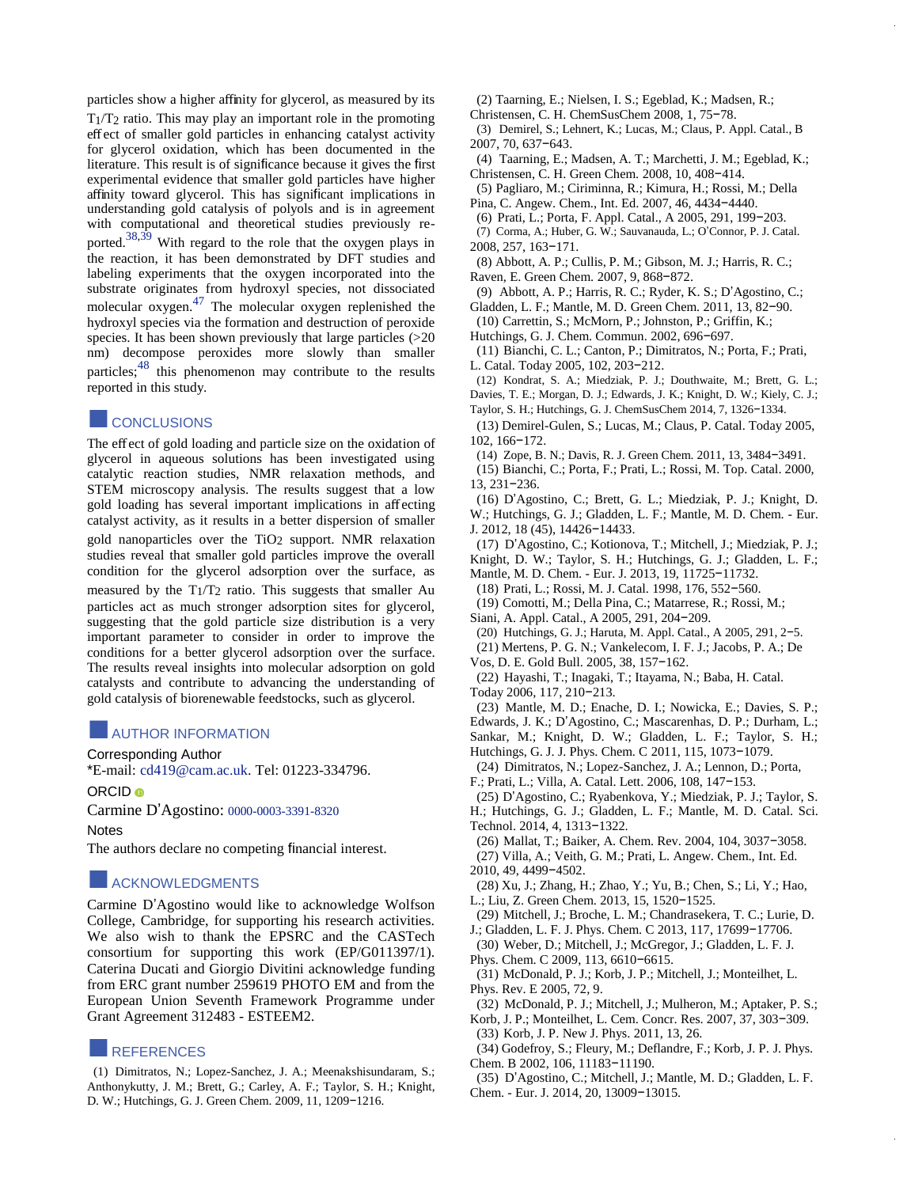particles show a higher affinity for glycerol, as measured by its $T_1/T_2$ ratio. This may play an important role in the promoting effect of smaller gold particles in enhancing catalyst activity for glycerol oxidation, which has been documented in the literature. This result is of significance because it gives the first experimental evidence that smaller gold particles have higher affinity toward glycerol. This has significant implications in understanding gold catalysis of polyols and is in agreement with computational and theoretical studies previously reported.[38,39] With regard to the role that the oxygen plays in the reaction, it has been demonstrated by DFT studies and labeling experiments that the oxygen incorporated into the substrate originates from hydroxyl species, not dissociated molecular oxygen.[47] The molecular oxygen replenished the hydroxyl species via the formation and destruction of peroxide species. It has been shown previously that large particles (>20 nm) decompose peroxides more slowly than smaller particles;[48] this phenomenon may contribute to the results reported in this study.

## CONCLUSIONS

The effect of gold loading and particle size on the oxidation of glycerol in aqueous solutions has been investigated using catalytic reaction studies, NMR relaxation methods, and STEM microscopy analysis. The results suggest that a low gold loading has several important implications in affecting catalyst activity, as it results in a better dispersion of smaller gold nanoparticles over the $TiO_2$ support. NMR relaxation studies reveal that smaller gold particles improve the overall condition for the glycerol adsorption over the surface, as measured by the $T_1/T_2$ ratio. This suggests that smaller Au particles act as much stronger adsorption sites for glycerol, suggesting that the gold particle size distribution is a very important parameter to consider in order to improve the conditions for a better glycerol adsorption over the surface. The results reveal insights into molecular adsorption on gold catalysts and contribute to advancing the understanding of gold catalysis of biorenewable feedstocks, such as glycerol.

## AUTHOR INFORMATION

**Corresponding Author**

*E-mail: cd419@cam.ac.uk. Tel: 01223-334796.

**ORCID**

Carmine D'Agostino: 0000-0003-3391-8320

**Notes**

The authors declare no competing financial interest.

## ACKNOWLEDGMENTS

Carmine D'Agostino would like to acknowledge Wolfson College, Cambridge, for supporting his research activities. We also wish to thank the EPSRC and the CASTech consortium for supporting this work (EP/G011397/1). Caterina Ducati and Giorgio Divitini acknowledge funding from ERC grant number 259619 PHOTO EM and from the European Union Seventh Framework Programme under Grant Agreement 312483 - ESTEEM2.

## REFERENCES

(1) Dimitratos, N.; Lopez-Sanchez, J. A.; Meenakshisundaram, S.; Anthonykutty, J. M.; Brett, G.; Carley, A. F.; Taylor, S. H.; Knight, D. W.; Hutchings, G. J. Green Chem. 2009, 11, 1209−1216.

(2) Taarning, E.; Nielsen, I. S.; Egeblad, K.; Madsen, R.; Christensen, C. H. ChemSusChem 2008, 1, 75−78.

(3) Demirel, S.; Lehnert, K.; Lucas, M.; Claus, P. Appl. Catal., B 2007, 70, 637−643.

(4) Taarning, E.; Madsen, A. T.; Marchetti, J. M.; Egeblad, K.; Christensen, C. H. Green Chem. 2008, 10, 408−414.

(5) Pagliaro, M.; Ciriminna, R.; Kimura, H.; Rossi, M.; Della Pina, C. Angew. Chem., Int. Ed. 2007, 46, 4434−4440.

(6) Prati, L.; Porta, F. Appl. Catal., A 2005, 291, 199−203.

(7) Corma, A.; Huber, G. W.; Sauvanauda, L.; O'Connor, P. J. Catal. 2008, 257, 163−171.

(8) Abbott, A. P.; Cullis, P. M.; Gibson, M. J.; Harris, R. C.; Raven, E. Green Chem. 2007, 9, 868−872.

(9) Abbott, A. P.; Harris, R. C.; Ryder, K. S.; D'Agostino, C.; Gladden, L. F.; Mantle, M. D. Green Chem. 2011, 13, 82−90.

(10) Carrettin, S.; McMorn, P.; Johnston, P.; Griffin, K.; Hutchings, G. J. Chem. Commun. 2002, 696−697.

(11) Bianchi, C. L.; Canton, P.; Dimitratos, N.; Porta, F.; Prati, L. Catal. Today 2005, 102, 203−212.

(12) Kondrat, S. A.; Miedziak, P. J.; Douthwaite, M.; Brett, G. L.; Davies, T. E.; Morgan, D. J.; Edwards, J. K.; Knight, D. W.; Kiely, C. J.; Taylor, S. H.; Hutchings, G. J. ChemSusChem 2014, 7, 1326−1334.

(13) Demirel-Gulen, S.; Lucas, M.; Claus, P. Catal. Today 2005, 102, 166−172.

(14) Zope, B. N.; Davis, R. J. Green Chem. 2011, 13, 3484−3491.

(15) Bianchi, C.; Porta, F.; Prati, L.; Rossi, M. Top. Catal. 2000, 13, 231−236.

(16) D'Agostino, C.; Brett, G. L.; Miedziak, P. J.; Knight, D. W.; Hutchings, G. J.; Gladden, L. F.; Mantle, M. D. Chem. - Eur. J. 2012, 18 (45), 14426−14433.

(17) D'Agostino, C.; Kotionova, T.; Mitchell, J.; Miedziak, P. J.; Knight, D. W.; Taylor, S. H.; Hutchings, G. J.; Gladden, L. F.; Mantle, M. D. Chem. - Eur. J. 2013, 19, 11725−11732.

(18) Prati, L.; Rossi, M. J. Catal. 1998, 176, 552−560.

(19) Comotti, M.; Della Pina, C.; Matarrese, R.; Rossi, M.; Siani, A. Appl. Catal., A 2005, 291, 204−209.

(20) Hutchings, G. J.; Haruta, M. Appl. Catal., A 2005, 291, 2−5.

(21) Mertens, P. G. N.; Vankelecom, I. F. J.; Jacobs, P. A.; De Vos, D. E. Gold Bull. 2005, 38, 157−162.

(22) Hayashi, T.; Inagaki, T.; Itayama, N.; Baba, H. Catal. Today 2006, 117, 210−213.

(23) Mantle, M. D.; Enache, D. I.; Nowicka, E.; Davies, S. P.; Edwards, J. K.; D'Agostino, C.; Mascarenhas, D. P.; Durham, L.; Sankar, M.; Knight, D. W.; Gladden, L. F.; Taylor, S. H.; Hutchings, G. J. J. Phys. Chem. C 2011, 115, 1073−1079.

(24) Dimitratos, N.; Lopez-Sanchez, J. A.; Lennon, D.; Porta, F.; Prati, L.; Villa, A. Catal. Lett. 2006, 108, 147−153.

(25) D'Agostino, C.; Ryabenkova, Y.; Miedziak, P. J.; Taylor, S. H.; Hutchings, G. J.; Gladden, L. F.; Mantle, M. D. Catal. Sci. Technol. 2014, 4, 1313−1322.

(26) Mallat, T.; Baiker, A. Chem. Rev. 2004, 104, 3037−3058.

(27) Villa, A.; Veith, G. M.; Prati, L. Angew. Chem., Int. Ed. 2010, 49, 4499−4502.

(28) Xu, J.; Zhang, H.; Zhao, Y.; Yu, B.; Chen, S.; Li, Y.; Hao, L.; Liu, Z. Green Chem. 2013, 15, 1520−1525.

(29) Mitchell, J.; Broche, L. M.; Chandrasekera, T. C.; Lurie, D. J.; Gladden, L. F. J. Phys. Chem. C 2013, 117, 17699−17706.

(30) Weber, D.; Mitchell, J.; McGregor, J.; Gladden, L. F. J. Phys. Chem. C 2009, 113, 6610−6615.

(31) McDonald, P. J.; Korb, J. P.; Mitchell, J.; Monteilhet, L. Phys. Rev. E 2005, 72, 9.

(32) McDonald, P. J.; Mitchell, J.; Mulheron, M.; Aptaker, P. S.; Korb, J. P.; Monteilhet, L. Cem. Concr. Res. 2007, 37, 303−309.

(33) Korb, J. P. New J. Phys. 2011, 13, 26.

(34) Godefroy, S.; Fleury, M.; Deflandre, F.; Korb, J. P. J. Phys. Chem. B 2002, 106, 11183−11190.

(35) D'Agostino, C.; Mitchell, J.; Mantle, M. D.; Gladden, L. F. Chem. - Eur. J. 2014, 20, 13009−13015.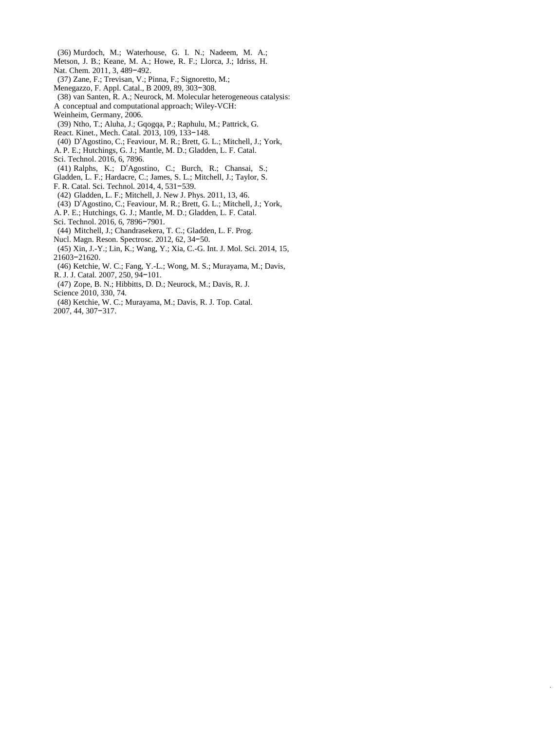(36) Murdoch, M.; Waterhouse, G. I. N.; Nadeem, M. A.; Metson, J. B.; Keane, M. A.; Howe, R. F.; Llorca, J.; Idriss, H. Nat. Chem. 2011, 3, 489−492.

(37) Zane, F.; Trevisan, V.; Pinna, F.; Signoretto, M.; Menegazzo, F. Appl. Catal., B 2009, 89, 303−308.

(38) van Santen, R. A.; Neurock, M. Molecular heterogeneous catalysis: A conceptual and computational approach; Wiley-VCH: Weinheim, Germany, 2006.

(39) Ntho, T.; Aluha, J.; Gqogqa, P.; Raphulu, M.; Pattrick, G. React. Kinet., Mech. Catal. 2013, 109, 133−148.

(40) D'Agostino, C.; Feaviour, M. R.; Brett, G. L.; Mitchell, J.; York, A. P. E.; Hutchings, G. J.; Mantle, M. D.; Gladden, L. F. Catal. Sci. Technol. 2016, 6, 7896.

(41) Ralphs, K.; D'Agostino, C.; Burch, R.; Chansai, S.; Gladden, L. F.; Hardacre, C.; James, S. L.; Mitchell, J.; Taylor, S. F. R. Catal. Sci. Technol. 2014, 4, 531−539.

(42) Gladden, L. F.; Mitchell, J. New J. Phys. 2011, 13, 46.

(43) D'Agostino, C.; Feaviour, M. R.; Brett, G. L.; Mitchell, J.; York, A. P. E.; Hutchings, G. J.; Mantle, M. D.; Gladden, L. F. Catal. Sci. Technol. 2016, 6, 7896−7901.

(44) Mitchell, J.; Chandrasekera, T. C.; Gladden, L. F. Prog. Nucl. Magn. Reson. Spectrosc. 2012, 62, 34−50.

(45) Xin, J.-Y.; Lin, K.; Wang, Y.; Xia, C.-G. Int. J. Mol. Sci. 2014, 15, 21603−21620.

(46) Ketchie, W. C.; Fang, Y.-L.; Wong, M. S.; Murayama, M.; Davis, R. J. J. Catal. 2007, 250, 94−101.

(47) Zope, B. N.; Hibbitts, D. D.; Neurock, M.; Davis, R. J. Science 2010, 330, 74.

(48) Ketchie, W. C.; Murayama, M.; Davis, R. J. Top. Catal. 2007, 44, 307−317.